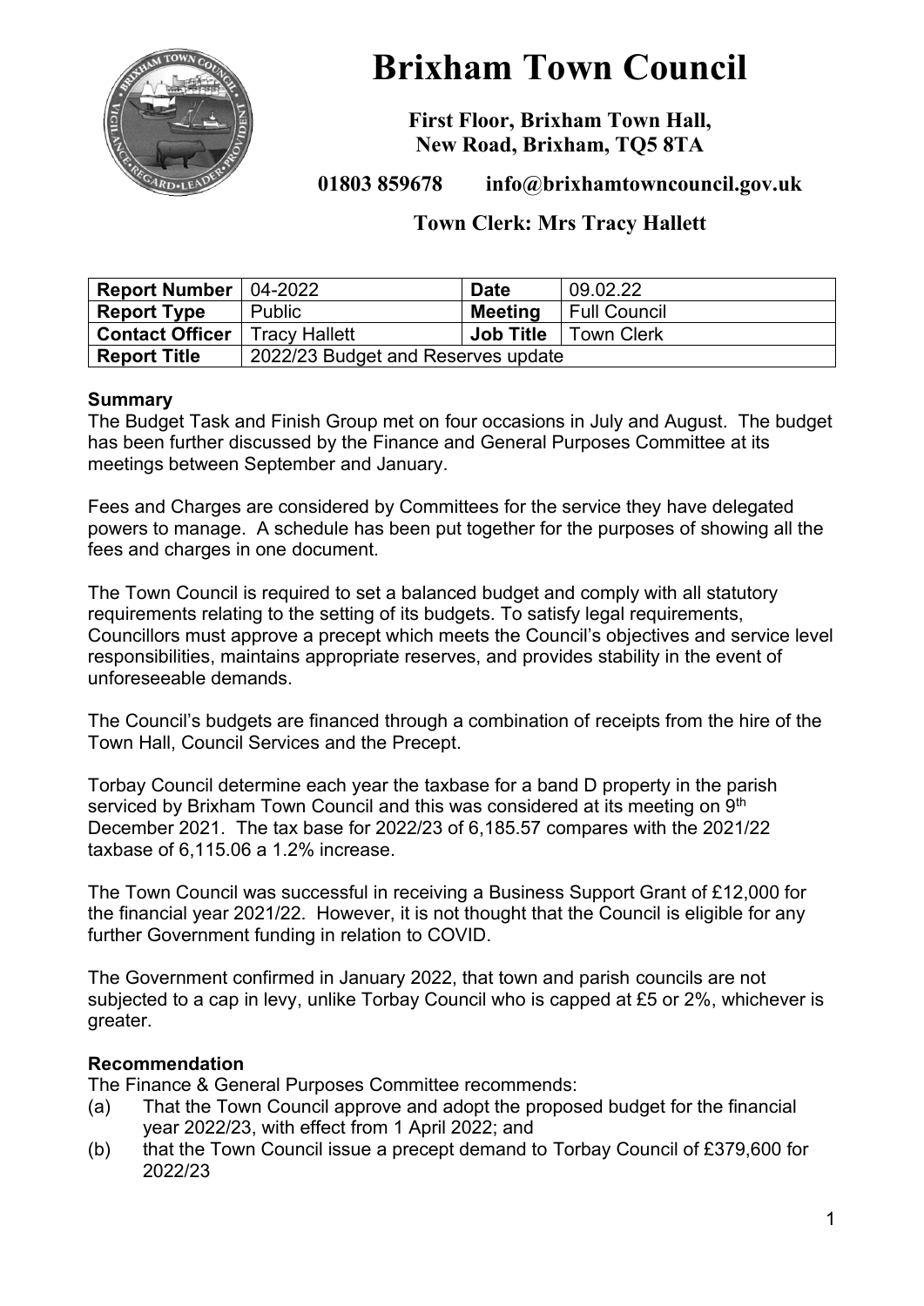# Brixham Town Council

**First Floor, Brixham Town Hall,**
**New Road, Brixham, TQ5 8TA**

**01803 859678 info@brixhamtowncouncil.gov.uk**

**Town Clerk: Mrs Tracy Hallett**

| **Report Number** | 04-2022 | **Date** | 09.02.22 |
|---|---|---|---|
| **Report Type** | Public | **Meeting** | Full Council |
| **Contact Officer** | Tracy Hallett | **Job Title** | Town Clerk |
| **Report Title** | 2022/23 Budget and Reserves update | | |

**Summary**

The Budget Task and Finish Group met on four occasions in July and August. The budget has been further discussed by the Finance and General Purposes Committee at its meetings between September and January.

Fees and Charges are considered by Committees for the service they have delegated powers to manage. A schedule has been put together for the purposes of showing all the fees and charges in one document.

The Town Council is required to set a balanced budget and comply with all statutory requirements relating to the setting of its budgets. To satisfy legal requirements, Councillors must approve a precept which meets the Council's objectives and service level responsibilities, maintains appropriate reserves, and provides stability in the event of unforeseeable demands.

The Council's budgets are financed through a combination of receipts from the hire of the Town Hall, Council Services and the Precept.

Torbay Council determine each year the taxbase for a band D property in the parish serviced by Brixham Town Council and this was considered at its meeting on 9th December 2021. The tax base for 2022/23 of 6,185.57 compares with the 2021/22 taxbase of 6,115.06 a 1.2% increase.

The Town Council was successful in receiving a Business Support Grant of £12,000 for the financial year 2021/22. However, it is not thought that the Council is eligible for any further Government funding in relation to COVID.

The Government confirmed in January 2022, that town and parish councils are not subjected to a cap in levy, unlike Torbay Council who is capped at £5 or 2%, whichever is greater.

**Recommendation**

The Finance & General Purposes Committee recommends:

(a) That the Town Council approve and adopt the proposed budget for the financial year 2022/23, with effect from 1 April 2022; and

(b) that the Town Council issue a precept demand to Torbay Council of £379,600 for 2022/23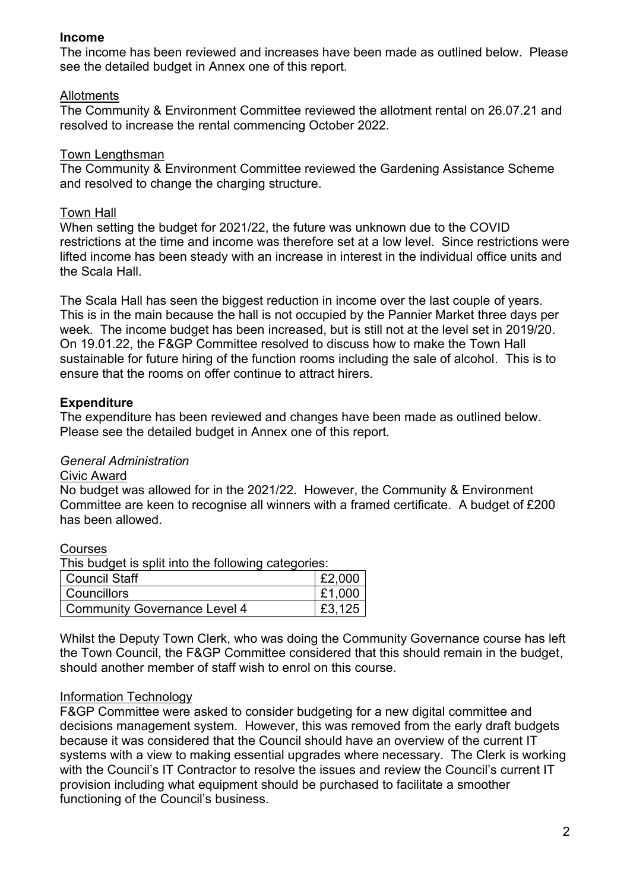## Income

The income has been reviewed and increases have been made as outlined below. Please see the detailed budget in Annex one of this report.

Allotments

The Community & Environment Committee reviewed the allotment rental on 26.07.21 and resolved to increase the rental commencing October 2022.

Town Lengthsman

The Community & Environment Committee reviewed the Gardening Assistance Scheme and resolved to change the charging structure.

Town Hall

When setting the budget for 2021/22, the future was unknown due to the COVID restrictions at the time and income was therefore set at a low level. Since restrictions were lifted income has been steady with an increase in interest in the individual office units and the Scala Hall.

The Scala Hall has seen the biggest reduction in income over the last couple of years. This is in the main because the hall is not occupied by the Pannier Market three days per week. The income budget has been increased, but is still not at the level set in 2019/20. On 19.01.22, the F&GP Committee resolved to discuss how to make the Town Hall sustainable for future hiring of the function rooms including the sale of alcohol. This is to ensure that the rooms on offer continue to attract hirers.

## Expenditure

The expenditure has been reviewed and changes have been made as outlined below. Please see the detailed budget in Annex one of this report.

*General Administration*

Civic Award

No budget was allowed for in the 2021/22. However, the Community & Environment Committee are keen to recognise all winners with a framed certificate. A budget of £200 has been allowed.

Courses

This budget is split into the following categories:

| | |
|---|---|
| Council Staff | £2,000 |
| Councillors | £1,000 |
| Community Governance Level 4 | £3,125 |

Whilst the Deputy Town Clerk, who was doing the Community Governance course has left the Town Council, the F&GP Committee considered that this should remain in the budget, should another member of staff wish to enrol on this course.

Information Technology

F&GP Committee were asked to consider budgeting for a new digital committee and decisions management system. However, this was removed from the early draft budgets because it was considered that the Council should have an overview of the current IT systems with a view to making essential upgrades where necessary. The Clerk is working with the Council's IT Contractor to resolve the issues and review the Council's current IT provision including what equipment should be purchased to facilitate a smoother functioning of the Council's business.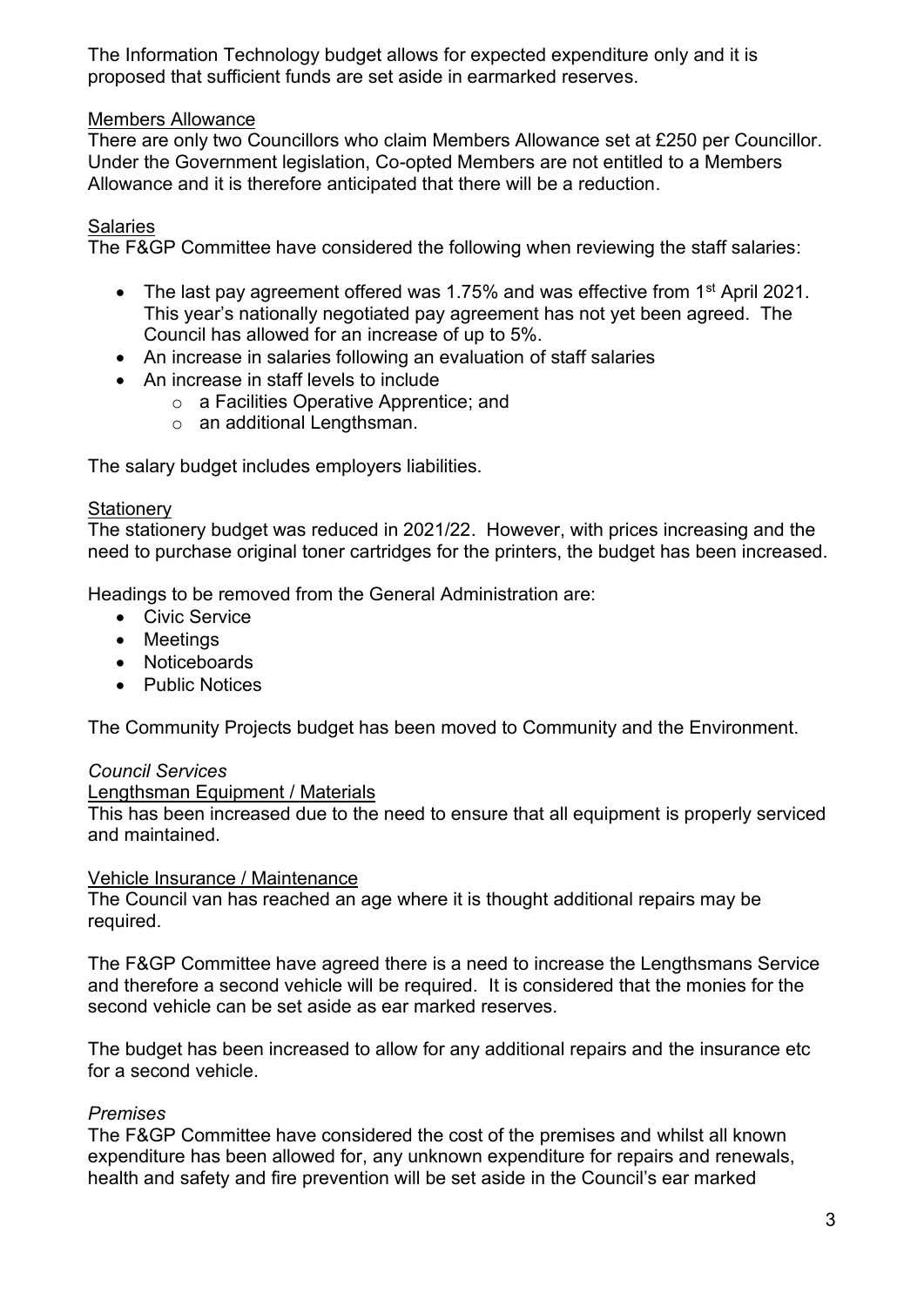The Information Technology budget allows for expected expenditure only and it is proposed that sufficient funds are set aside in earmarked reserves.

Members Allowance

There are only two Councillors who claim Members Allowance set at £250 per Councillor. Under the Government legislation, Co-opted Members are not entitled to a Members Allowance and it is therefore anticipated that there will be a reduction.

Salaries

The F&GP Committee have considered the following when reviewing the staff salaries:

- The last pay agreement offered was 1.75% and was effective from 1st April 2021. This year's nationally negotiated pay agreement has not yet been agreed. The Council has allowed for an increase of up to 5%.
- An increase in salaries following an evaluation of staff salaries
- An increase in staff levels to include
  - a Facilities Operative Apprentice; and
  - an additional Lengthsman.

The salary budget includes employers liabilities.

Stationery

The stationery budget was reduced in 2021/22. However, with prices increasing and the need to purchase original toner cartridges for the printers, the budget has been increased.

Headings to be removed from the General Administration are:

- Civic Service
- Meetings
- Noticeboards
- Public Notices

The Community Projects budget has been moved to Community and the Environment.

*Council Services*

Lengthsman Equipment / Materials

This has been increased due to the need to ensure that all equipment is properly serviced and maintained.

Vehicle Insurance / Maintenance

The Council van has reached an age where it is thought additional repairs may be required.

The F&GP Committee have agreed there is a need to increase the Lengthsmans Service and therefore a second vehicle will be required. It is considered that the monies for the second vehicle can be set aside as ear marked reserves.

The budget has been increased to allow for any additional repairs and the insurance etc for a second vehicle.

*Premises*

The F&GP Committee have considered the cost of the premises and whilst all known expenditure has been allowed for, any unknown expenditure for repairs and renewals, health and safety and fire prevention will be set aside in the Council's ear marked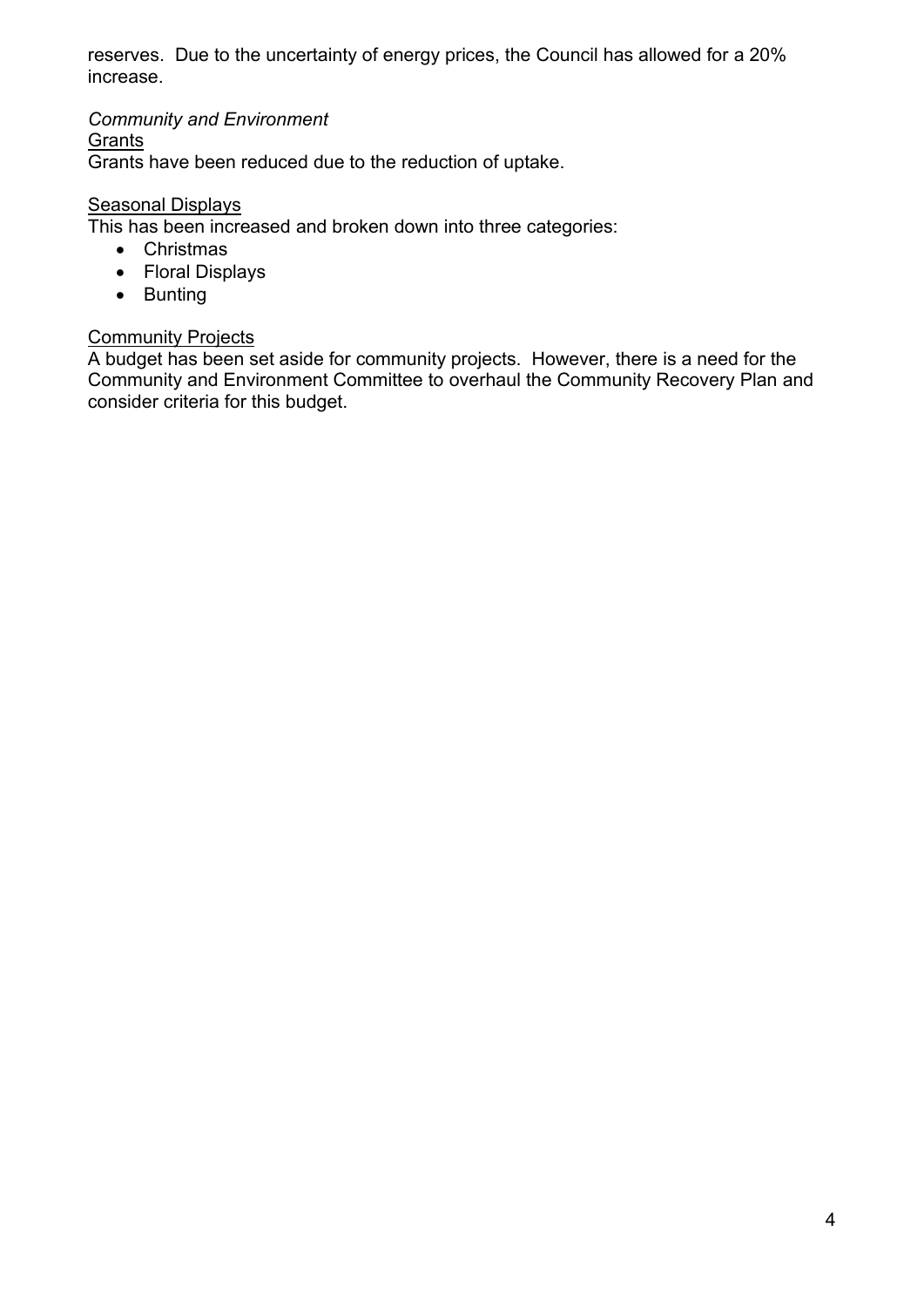reserves. Due to the uncertainty of energy prices, the Council has allowed for a 20% increase.

*Community and Environment*

Grants

Grants have been reduced due to the reduction of uptake.

Seasonal Displays

This has been increased and broken down into three categories:

- Christmas
- Floral Displays
- Bunting

Community Projects

A budget has been set aside for community projects. However, there is a need for the Community and Environment Committee to overhaul the Community Recovery Plan and consider criteria for this budget.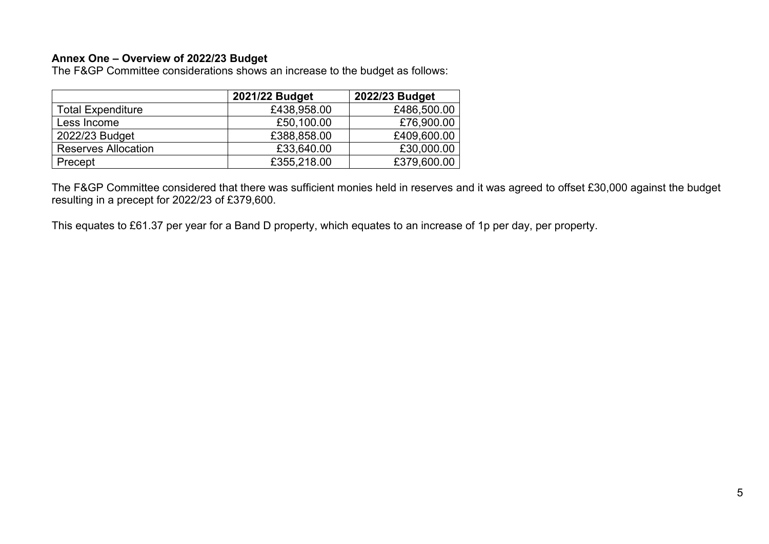**Annex One – Overview of 2022/23 Budget**

The F&GP Committee considerations shows an increase to the budget as follows:

| | 2021/22 Budget | 2022/23 Budget |
|---|---|---|
| Total Expenditure | £438,958.00 | £486,500.00 |
| Less Income | £50,100.00 | £76,900.00 |
| 2022/23 Budget | £388,858.00 | £409,600.00 |
| Reserves Allocation | £33,640.00 | £30,000.00 |
| Precept | £355,218.00 | £379,600.00 |

The F&GP Committee considered that there was sufficient monies held in reserves and it was agreed to offset £30,000 against the budget resulting in a precept for 2022/23 of £379,600.

This equates to £61.37 per year for a Band D property, which equates to an increase of 1p per day, per property.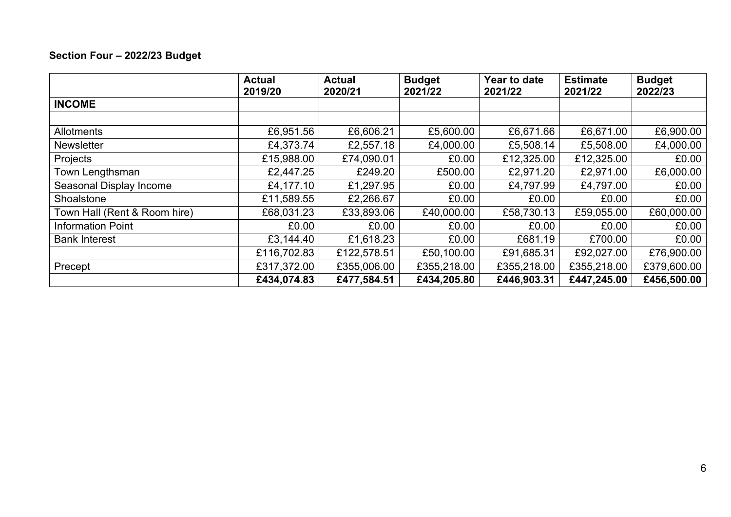**Section Four – 2022/23 Budget**

| | Actual 2019/20 | Actual 2020/21 | Budget 2021/22 | Year to date 2021/22 | Estimate 2021/22 | Budget 2022/23 |
|---|---|---|---|---|---|---|
| **INCOME** | | | | | | |
| | | | | | | |
| Allotments | £6,951.56 | £6,606.21 | £5,600.00 | £6,671.66 | £6,671.00 | £6,900.00 |
| Newsletter | £4,373.74 | £2,557.18 | £4,000.00 | £5,508.14 | £5,508.00 | £4,000.00 |
| Projects | £15,988.00 | £74,090.01 | £0.00 | £12,325.00 | £12,325.00 | £0.00 |
| Town Lengthsman | £2,447.25 | £249.20 | £500.00 | £2,971.20 | £2,971.00 | £6,000.00 |
| Seasonal Display Income | £4,177.10 | £1,297.95 | £0.00 | £4,797.99 | £4,797.00 | £0.00 |
| Shoalstone | £11,589.55 | £2,266.67 | £0.00 | £0.00 | £0.00 | £0.00 |
| Town Hall (Rent & Room hire) | £68,031.23 | £33,893.06 | £40,000.00 | £58,730.13 | £59,055.00 | £60,000.00 |
| Information Point | £0.00 | £0.00 | £0.00 | £0.00 | £0.00 | £0.00 |
| Bank Interest | £3,144.40 | £1,618.23 | £0.00 | £681.19 | £700.00 | £0.00 |
| | £116,702.83 | £122,578.51 | £50,100.00 | £91,685.31 | £92,027.00 | £76,900.00 |
| Precept | £317,372.00 | £355,006.00 | £355,218.00 | £355,218.00 | £355,218.00 | £379,600.00 |
| | **£434,074.83** | **£477,584.51** | **£434,205.80** | **£446,903.31** | **£447,245.00** | **£456,500.00** |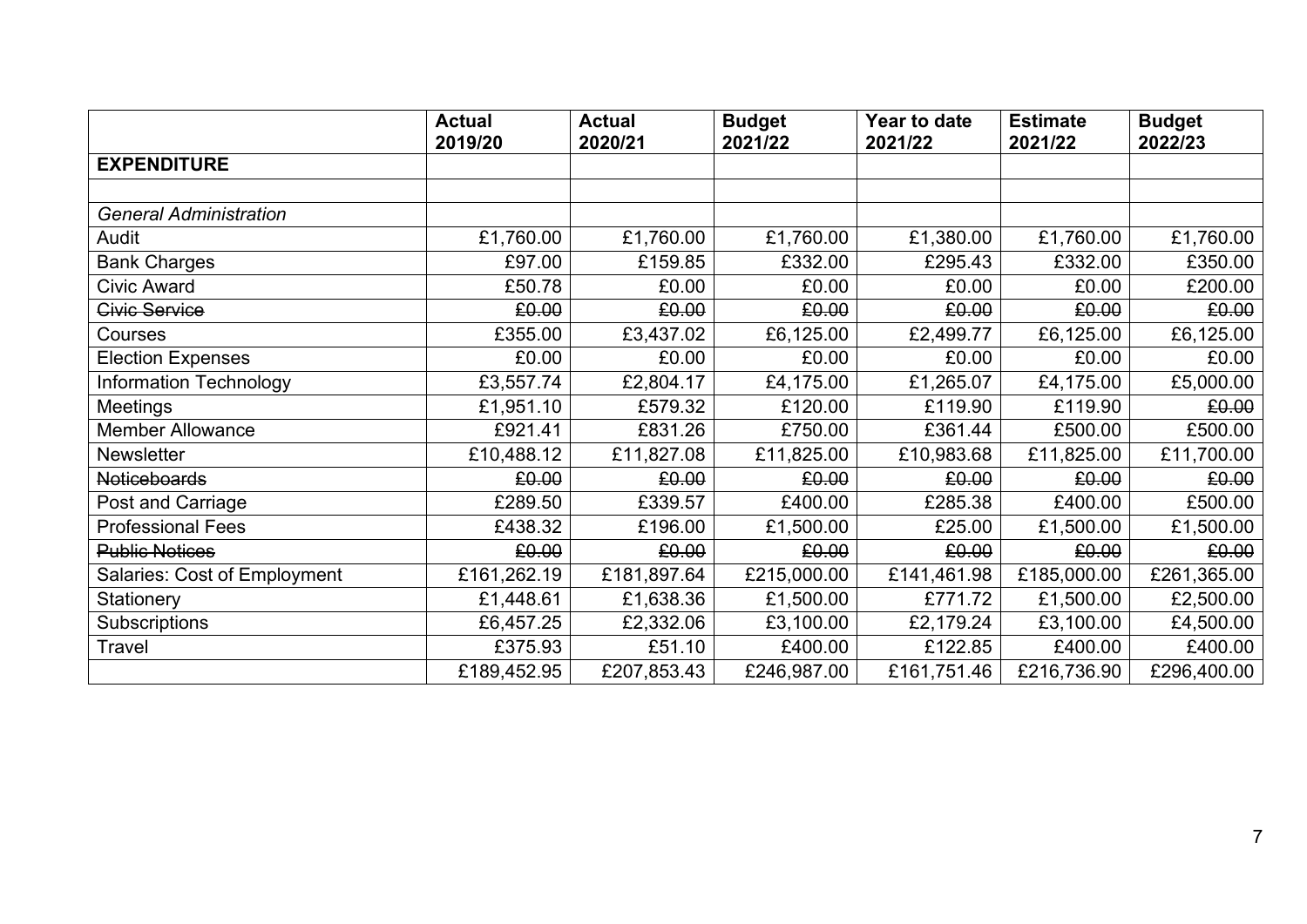| | Actual 2019/20 | Actual 2020/21 | Budget 2021/22 | Year to date 2021/22 | Estimate 2021/22 | Budget 2022/23 |
|---|---|---|---|---|---|---|
| **EXPENDITURE** | | | | | | |
| | | | | | | |
| *General Administration* | | | | | | |
| Audit | £1,760.00 | £1,760.00 | £1,760.00 | £1,380.00 | £1,760.00 | £1,760.00 |
| Bank Charges | £97.00 | £159.85 | £332.00 | £295.43 | £332.00 | £350.00 |
| Civic Award | £50.78 | £0.00 | £0.00 | £0.00 | £0.00 | £200.00 |
| ~~Civic Service~~ | ~~£0.00~~ | ~~£0.00~~ | ~~£0.00~~ | ~~£0.00~~ | ~~£0.00~~ | ~~£0.00~~ |
| Courses | £355.00 | £3,437.02 | £6,125.00 | £2,499.77 | £6,125.00 | £6,125.00 |
| Election Expenses | £0.00 | £0.00 | £0.00 | £0.00 | £0.00 | £0.00 |
| Information Technology | £3,557.74 | £2,804.17 | £4,175.00 | £1,265.07 | £4,175.00 | £5,000.00 |
| Meetings | £1,951.10 | £579.32 | £120.00 | £119.90 | £119.90 | ~~£0.00~~ |
| Member Allowance | £921.41 | £831.26 | £750.00 | £361.44 | £500.00 | £500.00 |
| Newsletter | £10,488.12 | £11,827.08 | £11,825.00 | £10,983.68 | £11,825.00 | £11,700.00 |
| ~~Noticeboards~~ | ~~£0.00~~ | ~~£0.00~~ | ~~£0.00~~ | ~~£0.00~~ | ~~£0.00~~ | ~~£0.00~~ |
| Post and Carriage | £289.50 | £339.57 | £400.00 | £285.38 | £400.00 | £500.00 |
| Professional Fees | £438.32 | £196.00 | £1,500.00 | £25.00 | £1,500.00 | £1,500.00 |
| ~~Public Notices~~ | ~~£0.00~~ | ~~£0.00~~ | ~~£0.00~~ | ~~£0.00~~ | ~~£0.00~~ | ~~£0.00~~ |
| Salaries: Cost of Employment | £161,262.19 | £181,897.64 | £215,000.00 | £141,461.98 | £185,000.00 | £261,365.00 |
| Stationery | £1,448.61 | £1,638.36 | £1,500.00 | £771.72 | £1,500.00 | £2,500.00 |
| Subscriptions | £6,457.25 | £2,332.06 | £3,100.00 | £2,179.24 | £3,100.00 | £4,500.00 |
| Travel | £375.93 | £51.10 | £400.00 | £122.85 | £400.00 | £400.00 |
| | £189,452.95 | £207,853.43 | £246,987.00 | £161,751.46 | £216,736.90 | £296,400.00 |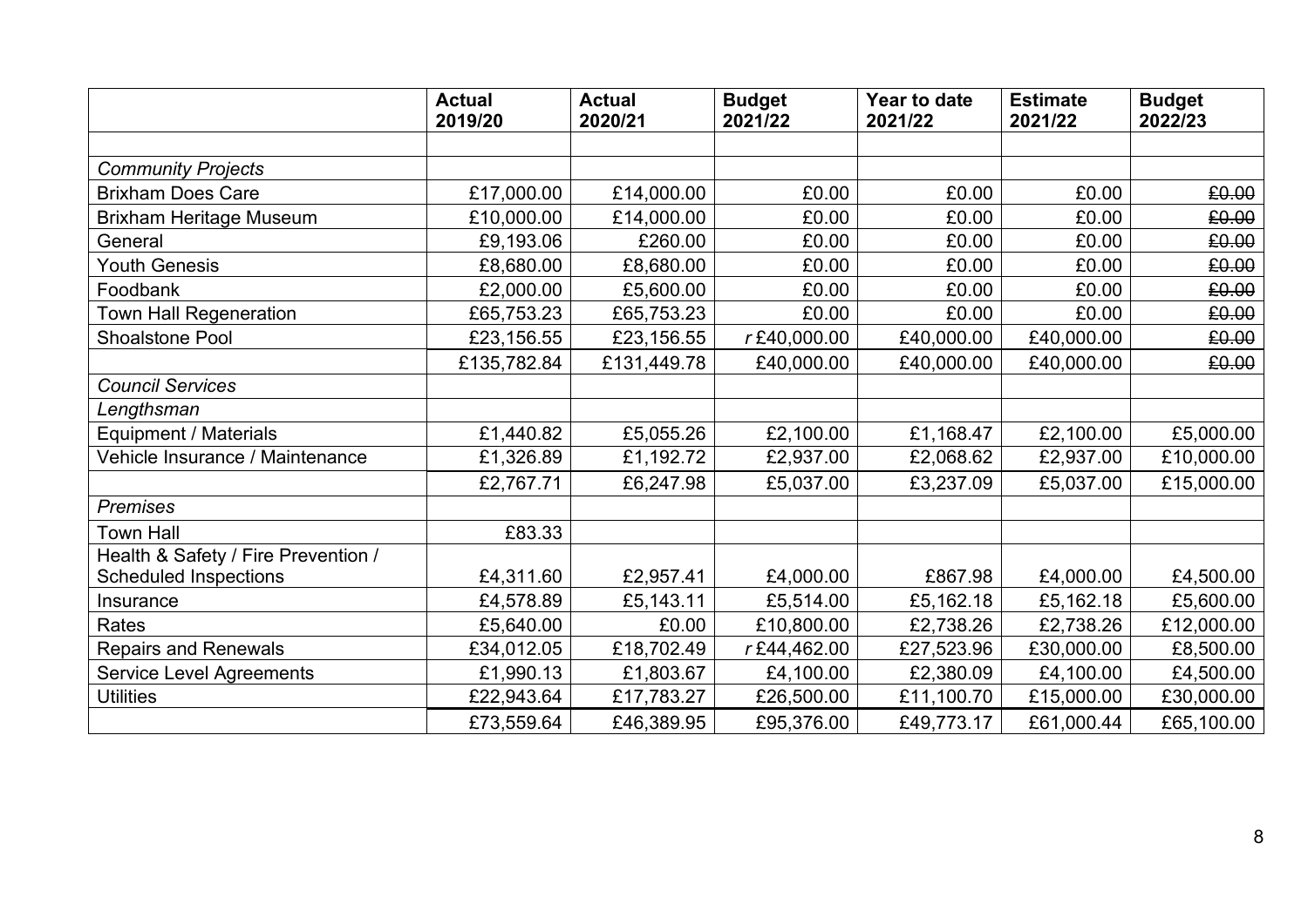| | **Actual 2019/20** | **Actual 2020/21** | **Budget 2021/22** | **Year to date 2021/22** | **Estimate 2021/22** | **Budget 2022/23** |
|---|---|---|---|---|---|---|
| | | | | | | |
| *Community Projects* | | | | | | |
| Brixham Does Care | £17,000.00 | £14,000.00 | £0.00 | £0.00 | £0.00 | ~~£0.00~~ |
| Brixham Heritage Museum | £10,000.00 | £14,000.00 | £0.00 | £0.00 | £0.00 | ~~£0.00~~ |
| General | £9,193.06 | £260.00 | £0.00 | £0.00 | £0.00 | ~~£0.00~~ |
| Youth Genesis | £8,680.00 | £8,680.00 | £0.00 | £0.00 | £0.00 | ~~£0.00~~ |
| Foodbank | £2,000.00 | £5,600.00 | £0.00 | £0.00 | £0.00 | ~~£0.00~~ |
| Town Hall Regeneration | £65,753.23 | £65,753.23 | £0.00 | £0.00 | £0.00 | ~~£0.00~~ |
| Shoalstone Pool | £23,156.55 | £23,156.55 | *r* £40,000.00 | £40,000.00 | £40,000.00 | ~~£0.00~~ |
| | £135,782.84 | £131,449.78 | £40,000.00 | £40,000.00 | £40,000.00 | ~~£0.00~~ |
| *Council Services* | | | | | | |
| *Lengthsman* | | | | | | |
| Equipment / Materials | £1,440.82 | £5,055.26 | £2,100.00 | £1,168.47 | £2,100.00 | £5,000.00 |
| Vehicle Insurance / Maintenance | £1,326.89 | £1,192.72 | £2,937.00 | £2,068.62 | £2,937.00 | £10,000.00 |
| | £2,767.71 | £6,247.98 | £5,037.00 | £3,237.09 | £5,037.00 | £15,000.00 |
| *Premises* | | | | | | |
| Town Hall | £83.33 | | | | | |
| Health & Safety / Fire Prevention / Scheduled Inspections | £4,311.60 | £2,957.41 | £4,000.00 | £867.98 | £4,000.00 | £4,500.00 |
| Insurance | £4,578.89 | £5,143.11 | £5,514.00 | £5,162.18 | £5,162.18 | £5,600.00 |
| Rates | £5,640.00 | £0.00 | £10,800.00 | £2,738.26 | £2,738.26 | £12,000.00 |
| Repairs and Renewals | £34,012.05 | £18,702.49 | *r* £44,462.00 | £27,523.96 | £30,000.00 | £8,500.00 |
| Service Level Agreements | £1,990.13 | £1,803.67 | £4,100.00 | £2,380.09 | £4,100.00 | £4,500.00 |
| Utilities | £22,943.64 | £17,783.27 | £26,500.00 | £11,100.70 | £15,000.00 | £30,000.00 |
| | £73,559.64 | £46,389.95 | £95,376.00 | £49,773.17 | £61,000.44 | £65,100.00 |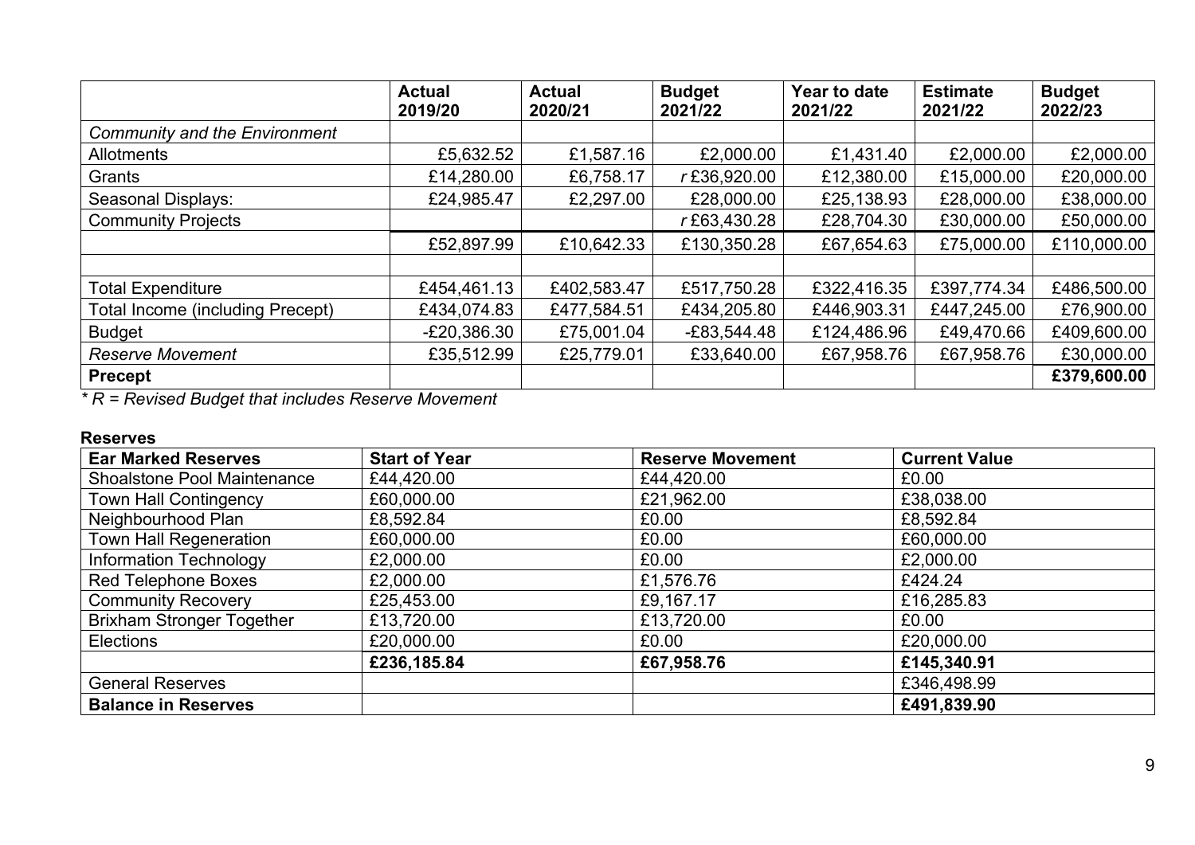| | Actual 2019/20 | Actual 2020/21 | Budget 2021/22 | Year to date 2021/22 | Estimate 2021/22 | Budget 2022/23 |
|---|---|---|---|---|---|---|
| *Community and the Environment* | | | | | | |
| Allotments | £5,632.52 | £1,587.16 | £2,000.00 | £1,431.40 | £2,000.00 | £2,000.00 |
| Grants | £14,280.00 | £6,758.17 | *r* £36,920.00 | £12,380.00 | £15,000.00 | £20,000.00 |
| Seasonal Displays: | £24,985.47 | £2,297.00 | £28,000.00 | £25,138.93 | £28,000.00 | £38,000.00 |
| Community Projects | | | *r* £63,430.28 | £28,704.30 | £30,000.00 | £50,000.00 |
| | £52,897.99 | £10,642.33 | £130,350.28 | £67,654.63 | £75,000.00 | £110,000.00 |
| | | | | | | |
| Total Expenditure | £454,461.13 | £402,583.47 | £517,750.28 | £322,416.35 | £397,774.34 | £486,500.00 |
| Total Income (including Precept) | £434,074.83 | £477,584.51 | £434,205.80 | £446,903.31 | £447,245.00 | £76,900.00 |
| Budget | -£20,386.30 | £75,001.04 | -£83,544.48 | £124,486.96 | £49,470.66 | £409,600.00 |
| *Reserve Movement* | £35,512.99 | £25,779.01 | £33,640.00 | £67,958.76 | £67,958.76 | £30,000.00 |
| **Precept** | | | | | | **£379,600.00** |

*\* R = Revised Budget that includes Reserve Movement*

**Reserves**

| Ear Marked Reserves | Start of Year | Reserve Movement | Current Value |
|---|---|---|---|
| Shoalstone Pool Maintenance | £44,420.00 | £44,420.00 | £0.00 |
| Town Hall Contingency | £60,000.00 | £21,962.00 | £38,038.00 |
| Neighbourhood Plan | £8,592.84 | £0.00 | £8,592.84 |
| Town Hall Regeneration | £60,000.00 | £0.00 | £60,000.00 |
| Information Technology | £2,000.00 | £0.00 | £2,000.00 |
| Red Telephone Boxes | £2,000.00 | £1,576.76 | £424.24 |
| Community Recovery | £25,453.00 | £9,167.17 | £16,285.83 |
| Brixham Stronger Together | £13,720.00 | £13,720.00 | £0.00 |
| Elections | £20,000.00 | £0.00 | £20,000.00 |
| | **£236,185.84** | **£67,958.76** | **£145,340.91** |
| General Reserves | | | £346,498.99 |
| **Balance in Reserves** | | | **£491,839.90** |